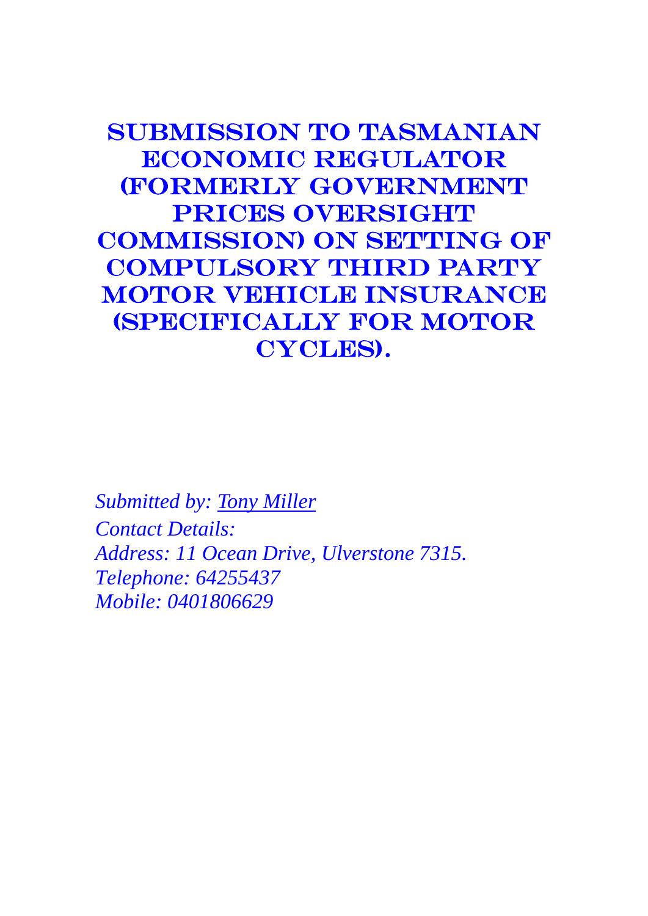# SUBMISSION TO TASMANIAN ECONOMIC REGULATOR (FORMERLY GOVERNMENT PRICES OVERSIGHT COMMISSION) ON SETTING OF COMPULSORY THIRD PARTY MOTOR VEHICLE INSURANCE (SPECIFICALLY FOR MOTOR CYCLES).

*Submitted by: Tony Miller*
*Contact Details:*
*Address: 11 Ocean Drive, Ulverstone 7315.*
*Telephone: 64255437*
*Mobile: 0401806629*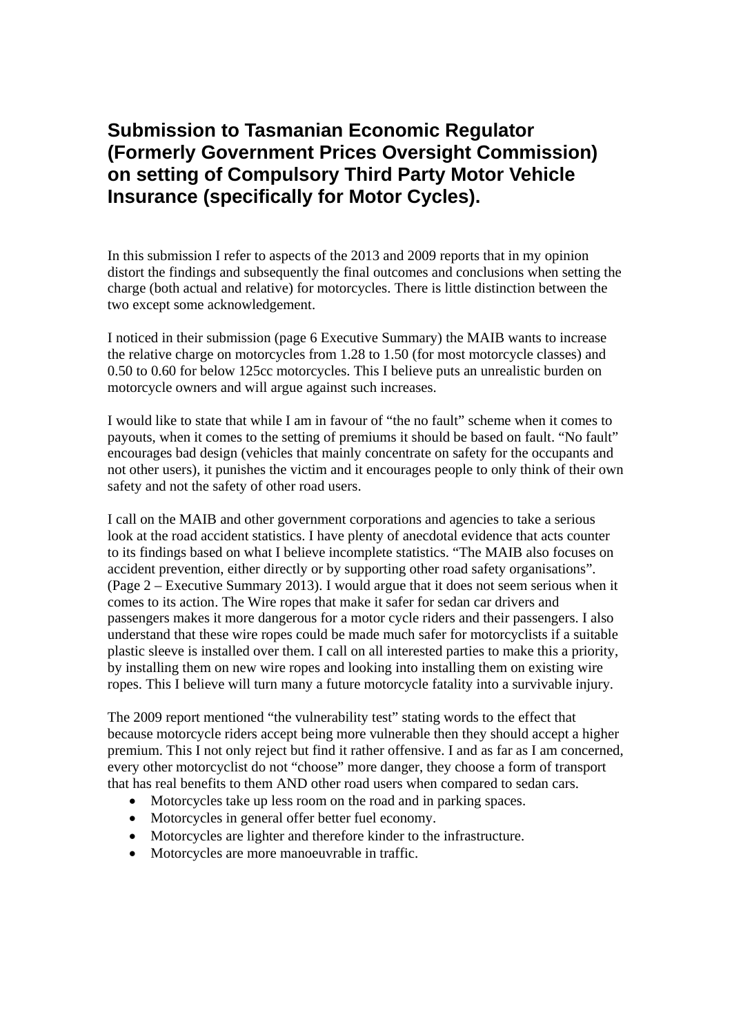# Submission to Tasmanian Economic Regulator (Formerly Government Prices Oversight Commission) on setting of Compulsory Third Party Motor Vehicle Insurance (specifically for Motor Cycles).

In this submission I refer to aspects of the 2013 and 2009 reports that in my opinion distort the findings and subsequently the final outcomes and conclusions when setting the charge (both actual and relative) for motorcycles. There is little distinction between the two except some acknowledgement.

I noticed in their submission (page 6 Executive Summary) the MAIB wants to increase the relative charge on motorcycles from 1.28 to 1.50 (for most motorcycle classes) and 0.50 to 0.60 for below 125cc motorcycles. This I believe puts an unrealistic burden on motorcycle owners and will argue against such increases.

I would like to state that while I am in favour of "the no fault" scheme when it comes to payouts, when it comes to the setting of premiums it should be based on fault. "No fault" encourages bad design (vehicles that mainly concentrate on safety for the occupants and not other users), it punishes the victim and it encourages people to only think of their own safety and not the safety of other road users.

I call on the MAIB and other government corporations and agencies to take a serious look at the road accident statistics. I have plenty of anecdotal evidence that acts counter to its findings based on what I believe incomplete statistics. "The MAIB also focuses on accident prevention, either directly or by supporting other road safety organisations". (Page 2 – Executive Summary 2013). I would argue that it does not seem serious when it comes to its action. The Wire ropes that make it safer for sedan car drivers and passengers makes it more dangerous for a motor cycle riders and their passengers. I also understand that these wire ropes could be made much safer for motorcyclists if a suitable plastic sleeve is installed over them. I call on all interested parties to make this a priority, by installing them on new wire ropes and looking into installing them on existing wire ropes. This I believe will turn many a future motorcycle fatality into a survivable injury.

The 2009 report mentioned "the vulnerability test" stating words to the effect that because motorcycle riders accept being more vulnerable then they should accept a higher premium. This I not only reject but find it rather offensive. I and as far as I am concerned, every other motorcyclist do not "choose" more danger, they choose a form of transport that has real benefits to them AND other road users when compared to sedan cars.

- Motorcycles take up less room on the road and in parking spaces.
- Motorcycles in general offer better fuel economy.
- Motorcycles are lighter and therefore kinder to the infrastructure.
- Motorcycles are more manoeuvrable in traffic.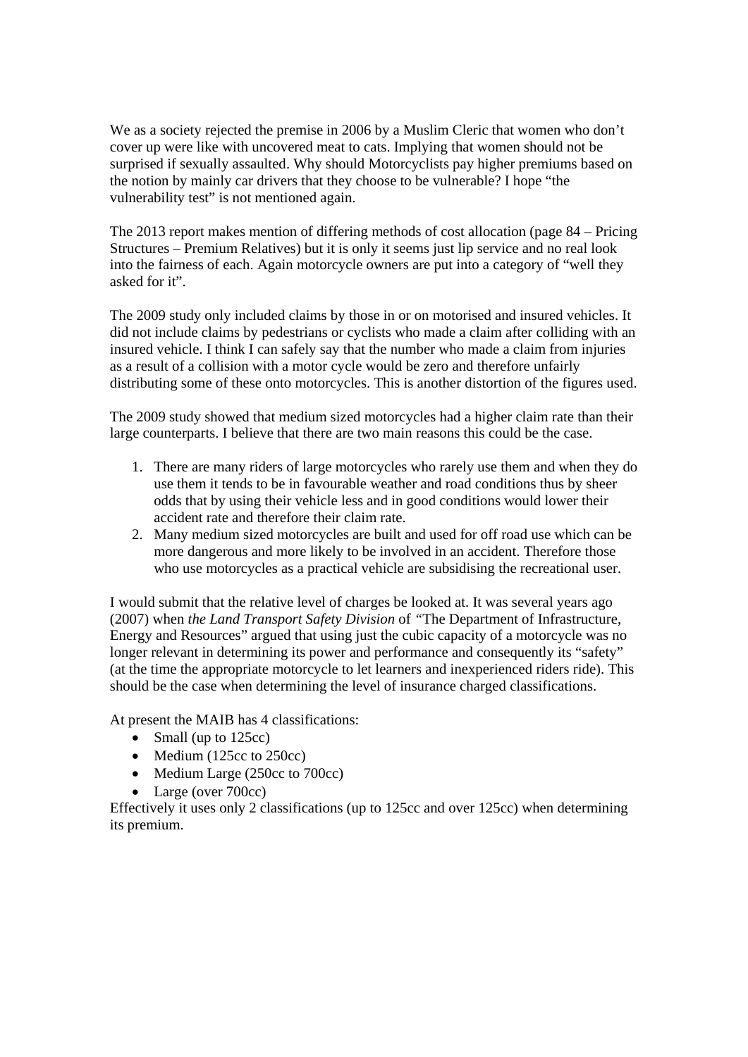We as a society rejected the premise in 2006 by a Muslim Cleric that women who don't cover up were like with uncovered meat to cats. Implying that women should not be surprised if sexually assaulted. Why should Motorcyclists pay higher premiums based on the notion by mainly car drivers that they choose to be vulnerable? I hope "the vulnerability test" is not mentioned again.

The 2013 report makes mention of differing methods of cost allocation (page 84 – Pricing Structures – Premium Relatives) but it is only it seems just lip service and no real look into the fairness of each. Again motorcycle owners are put into a category of "well they asked for it".

The 2009 study only included claims by those in or on motorised and insured vehicles. It did not include claims by pedestrians or cyclists who made a claim after colliding with an insured vehicle. I think I can safely say that the number who made a claim from injuries as a result of a collision with a motor cycle would be zero and therefore unfairly distributing some of these onto motorcycles. This is another distortion of the figures used.

The 2009 study showed that medium sized motorcycles had a higher claim rate than their large counterparts. I believe that there are two main reasons this could be the case.

1. There are many riders of large motorcycles who rarely use them and when they do use them it tends to be in favourable weather and road conditions thus by sheer odds that by using their vehicle less and in good conditions would lower their accident rate and therefore their claim rate.
2. Many medium sized motorcycles are built and used for off road use which can be more dangerous and more likely to be involved in an accident. Therefore those who use motorcycles as a practical vehicle are subsidising the recreational user.

I would submit that the relative level of charges be looked at. It was several years ago (2007) when *the Land Transport Safety Division* of "The Department of Infrastructure, Energy and Resources" argued that using just the cubic capacity of a motorcycle was no longer relevant in determining its power and performance and consequently its "safety" (at the time the appropriate motorcycle to let learners and inexperienced riders ride). This should be the case when determining the level of insurance charged classifications.

At present the MAIB has 4 classifications:

- Small (up to 125cc)
- Medium (125cc to 250cc)
- Medium Large (250cc to 700cc)
- Large (over 700cc)

Effectively it uses only 2 classifications (up to 125cc and over 125cc) when determining its premium.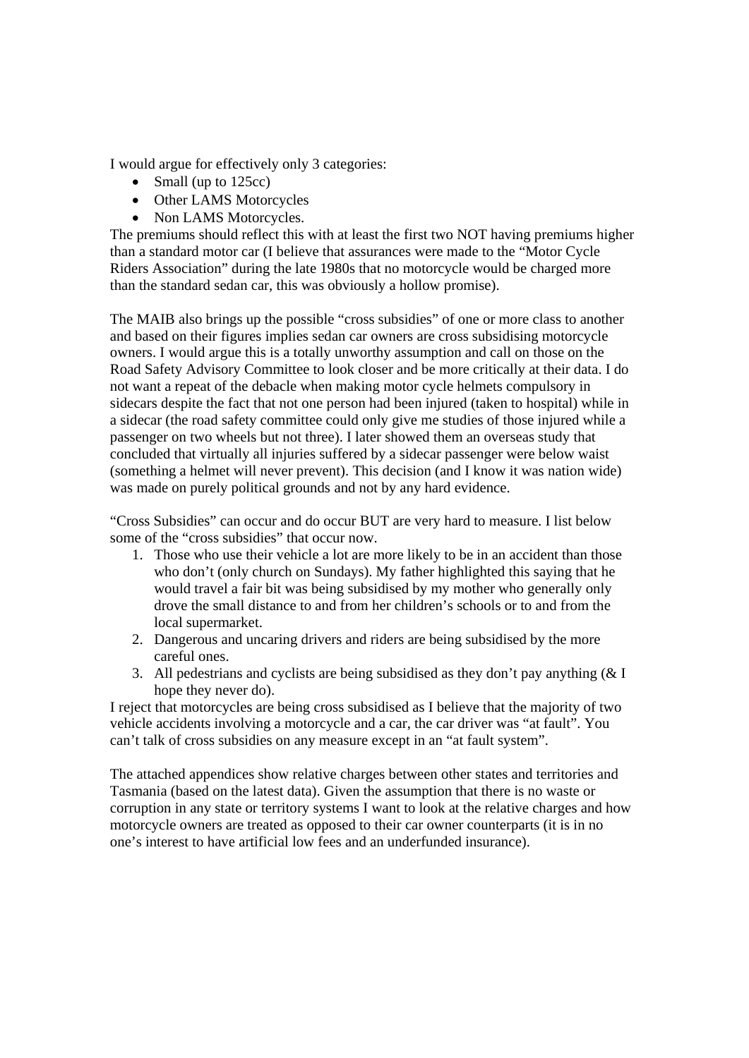I would argue for effectively only 3 categories:

- Small (up to 125cc)
- Other LAMS Motorcycles
- Non LAMS Motorcycles.

The premiums should reflect this with at least the first two NOT having premiums higher than a standard motor car (I believe that assurances were made to the "Motor Cycle Riders Association" during the late 1980s that no motorcycle would be charged more than the standard sedan car, this was obviously a hollow promise).

The MAIB also brings up the possible "cross subsidies" of one or more class to another and based on their figures implies sedan car owners are cross subsidising motorcycle owners. I would argue this is a totally unworthy assumption and call on those on the Road Safety Advisory Committee to look closer and be more critically at their data. I do not want a repeat of the debacle when making motor cycle helmets compulsory in sidecars despite the fact that not one person had been injured (taken to hospital) while in a sidecar (the road safety committee could only give me studies of those injured while a passenger on two wheels but not three). I later showed them an overseas study that concluded that virtually all injuries suffered by a sidecar passenger were below waist (something a helmet will never prevent). This decision (and I know it was nation wide) was made on purely political grounds and not by any hard evidence.

"Cross Subsidies" can occur and do occur BUT are very hard to measure. I list below some of the "cross subsidies" that occur now.

1. Those who use their vehicle a lot are more likely to be in an accident than those who don't (only church on Sundays). My father highlighted this saying that he would travel a fair bit was being subsidised by my mother who generally only drove the small distance to and from her children's schools or to and from the local supermarket.
2. Dangerous and uncaring drivers and riders are being subsidised by the more careful ones.
3. All pedestrians and cyclists are being subsidised as they don't pay anything (& I hope they never do).

I reject that motorcycles are being cross subsidised as I believe that the majority of two vehicle accidents involving a motorcycle and a car, the car driver was "at fault". You can't talk of cross subsidies on any measure except in an "at fault system".

The attached appendices show relative charges between other states and territories and Tasmania (based on the latest data). Given the assumption that there is no waste or corruption in any state or territory systems I want to look at the relative charges and how motorcycle owners are treated as opposed to their car owner counterparts (it is in no one's interest to have artificial low fees and an underfunded insurance).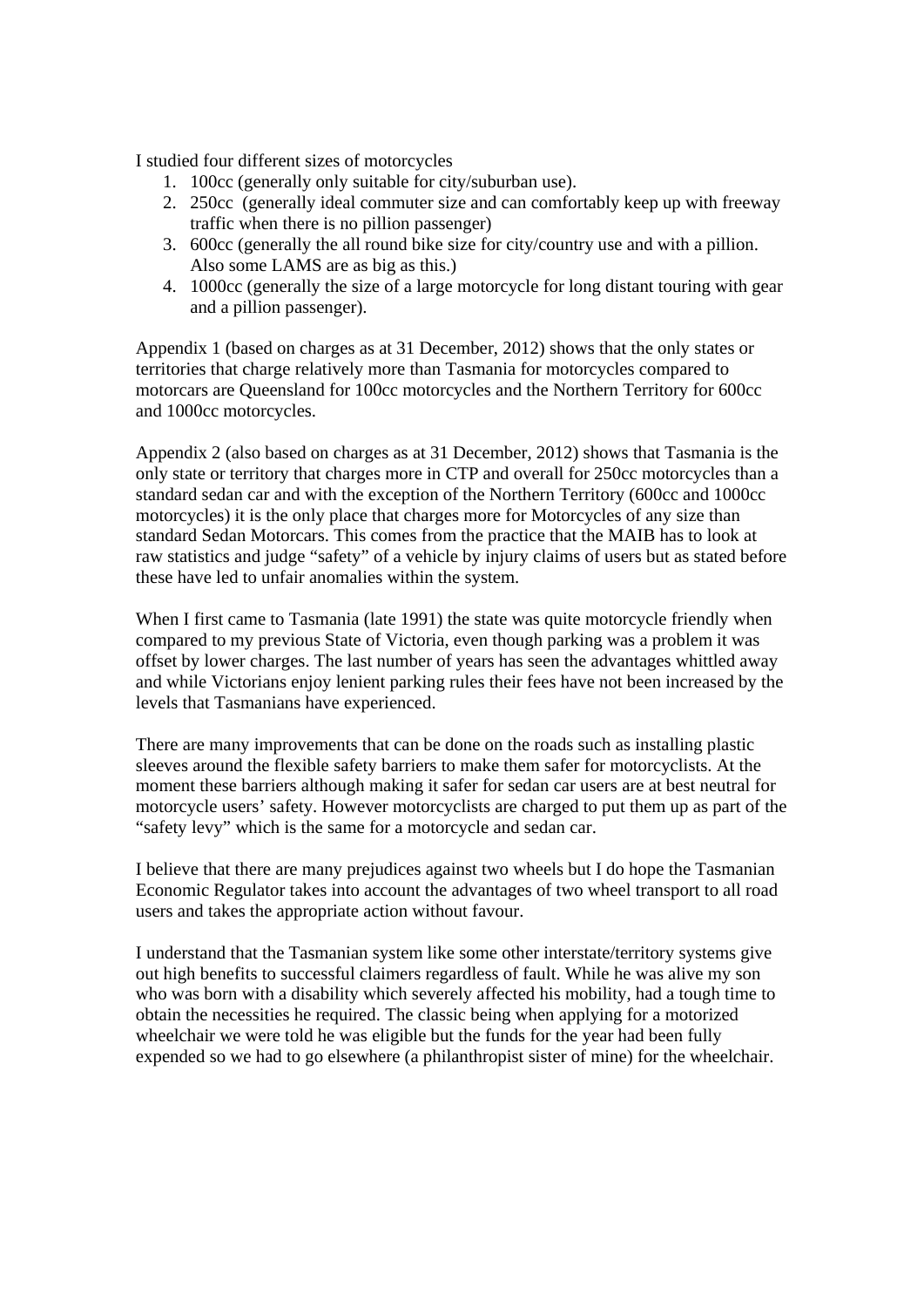I studied four different sizes of motorcycles

1. 100cc (generally only suitable for city/suburban use).
2. 250cc (generally ideal commuter size and can comfortably keep up with freeway traffic when there is no pillion passenger)
3. 600cc (generally the all round bike size for city/country use and with a pillion. Also some LAMS are as big as this.)
4. 1000cc (generally the size of a large motorcycle for long distant touring with gear and a pillion passenger).

Appendix 1 (based on charges as at 31 December, 2012) shows that the only states or territories that charge relatively more than Tasmania for motorcycles compared to motorcars are Queensland for 100cc motorcycles and the Northern Territory for 600cc and 1000cc motorcycles.

Appendix 2 (also based on charges as at 31 December, 2012) shows that Tasmania is the only state or territory that charges more in CTP and overall for 250cc motorcycles than a standard sedan car and with the exception of the Northern Territory (600cc and 1000cc motorcycles) it is the only place that charges more for Motorcycles of any size than standard Sedan Motorcars. This comes from the practice that the MAIB has to look at raw statistics and judge "safety" of a vehicle by injury claims of users but as stated before these have led to unfair anomalies within the system.

When I first came to Tasmania (late 1991) the state was quite motorcycle friendly when compared to my previous State of Victoria, even though parking was a problem it was offset by lower charges. The last number of years has seen the advantages whittled away and while Victorians enjoy lenient parking rules their fees have not been increased by the levels that Tasmanians have experienced.

There are many improvements that can be done on the roads such as installing plastic sleeves around the flexible safety barriers to make them safer for motorcyclists. At the moment these barriers although making it safer for sedan car users are at best neutral for motorcycle users' safety. However motorcyclists are charged to put them up as part of the "safety levy" which is the same for a motorcycle and sedan car.

I believe that there are many prejudices against two wheels but I do hope the Tasmanian Economic Regulator takes into account the advantages of two wheel transport to all road users and takes the appropriate action without favour.

I understand that the Tasmanian system like some other interstate/territory systems give out high benefits to successful claimers regardless of fault. While he was alive my son who was born with a disability which severely affected his mobility, had a tough time to obtain the necessities he required. The classic being when applying for a motorized wheelchair we were told he was eligible but the funds for the year had been fully expended so we had to go elsewhere (a philanthropist sister of mine) for the wheelchair.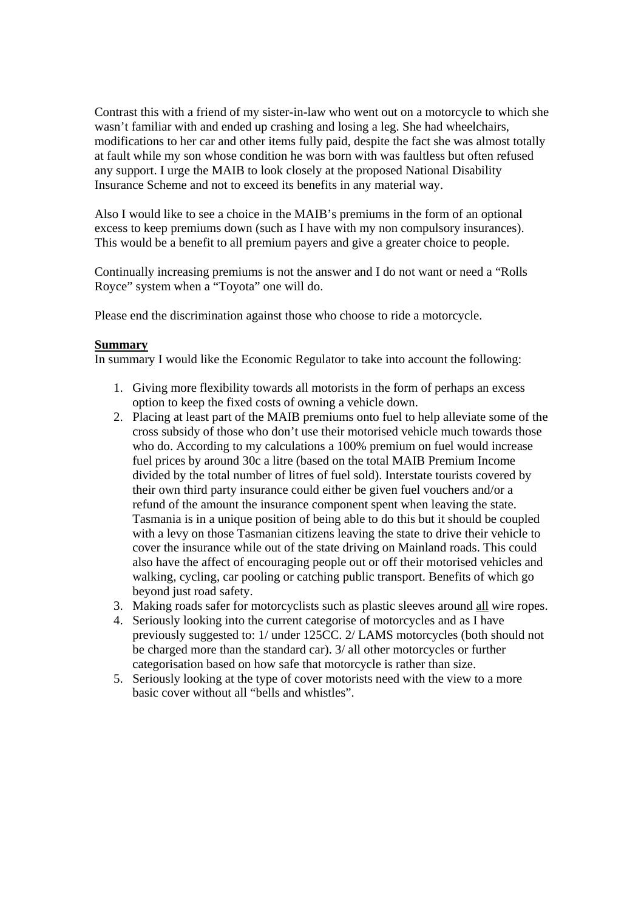Contrast this with a friend of my sister-in-law who went out on a motorcycle to which she wasn't familiar with and ended up crashing and losing a leg. She had wheelchairs, modifications to her car and other items fully paid, despite the fact she was almost totally at fault while my son whose condition he was born with was faultless but often refused any support. I urge the MAIB to look closely at the proposed National Disability Insurance Scheme and not to exceed its benefits in any material way.

Also I would like to see a choice in the MAIB's premiums in the form of an optional excess to keep premiums down (such as I have with my non compulsory insurances). This would be a benefit to all premium payers and give a greater choice to people.

Continually increasing premiums is not the answer and I do not want or need a "Rolls Royce" system when a "Toyota" one will do.

Please end the discrimination against those who choose to ride a motorcycle.

**Summary**

In summary I would like the Economic Regulator to take into account the following:

1. Giving more flexibility towards all motorists in the form of perhaps an excess option to keep the fixed costs of owning a vehicle down.
2. Placing at least part of the MAIB premiums onto fuel to help alleviate some of the cross subsidy of those who don't use their motorised vehicle much towards those who do. According to my calculations a 100% premium on fuel would increase fuel prices by around 30c a litre (based on the total MAIB Premium Income divided by the total number of litres of fuel sold). Interstate tourists covered by their own third party insurance could either be given fuel vouchers and/or a refund of the amount the insurance component spent when leaving the state. Tasmania is in a unique position of being able to do this but it should be coupled with a levy on those Tasmanian citizens leaving the state to drive their vehicle to cover the insurance while out of the state driving on Mainland roads. This could also have the affect of encouraging people out or off their motorised vehicles and walking, cycling, car pooling or catching public transport. Benefits of which go beyond just road safety.
3. Making roads safer for motorcyclists such as plastic sleeves around all wire ropes.
4. Seriously looking into the current categorise of motorcycles and as I have previously suggested to: 1/ under 125CC. 2/ LAMS motorcycles (both should not be charged more than the standard car). 3/ all other motorcycles or further categorisation based on how safe that motorcycle is rather than size.
5. Seriously looking at the type of cover motorists need with the view to a more basic cover without all "bells and whistles".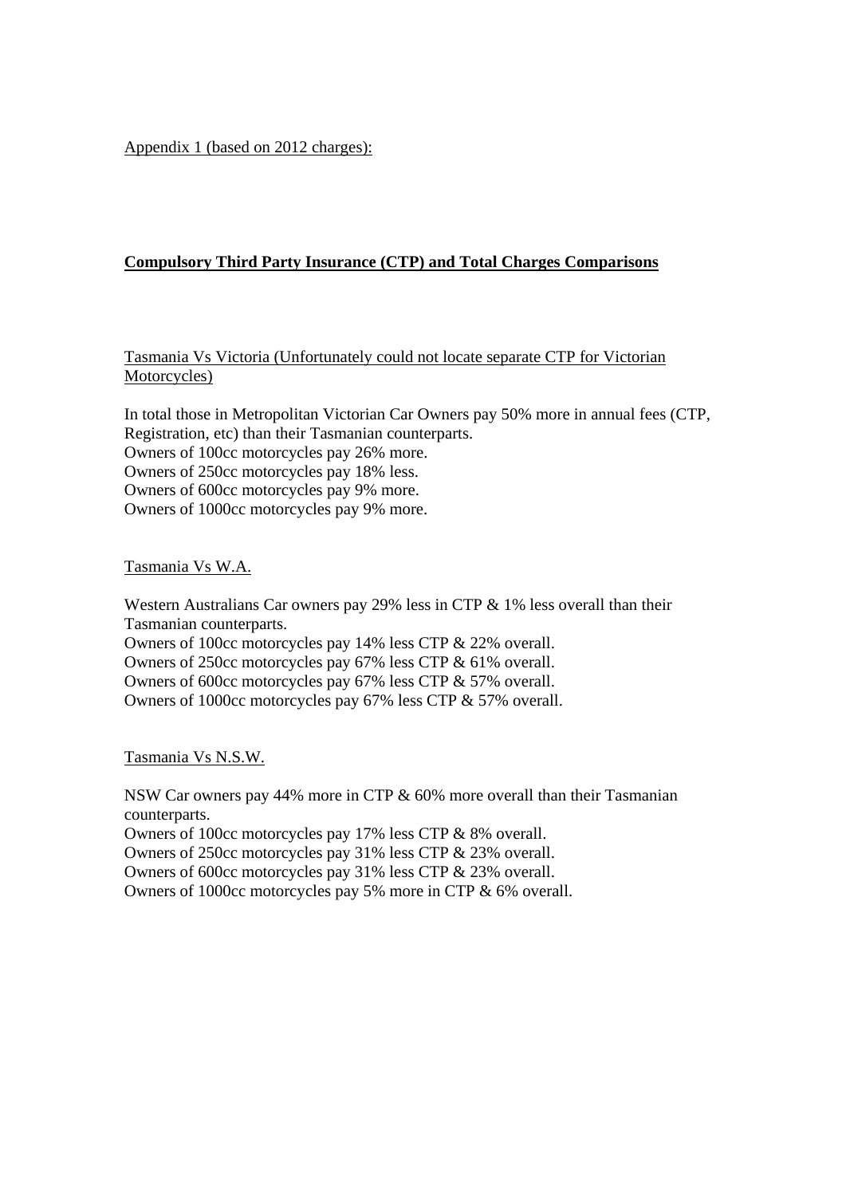Appendix 1 (based on 2012 charges):

## Compulsory Third Party Insurance (CTP) and Total Charges Comparisons

Tasmania Vs Victoria (Unfortunately could not locate separate CTP for Victorian Motorcycles)

In total those in Metropolitan Victorian Car Owners pay 50% more in annual fees (CTP, Registration, etc) than their Tasmanian counterparts.
Owners of 100cc motorcycles pay 26% more.
Owners of 250cc motorcycles pay 18% less.
Owners of 600cc motorcycles pay 9% more.
Owners of 1000cc motorcycles pay 9% more.

Tasmania Vs W.A.

Western Australians Car owners pay 29% less in CTP & 1% less overall than their Tasmanian counterparts.
Owners of 100cc motorcycles pay 14% less CTP & 22% overall.
Owners of 250cc motorcycles pay 67% less CTP & 61% overall.
Owners of 600cc motorcycles pay 67% less CTP & 57% overall.
Owners of 1000cc motorcycles pay 67% less CTP & 57% overall.

Tasmania Vs N.S.W.

NSW Car owners pay 44% more in CTP & 60% more overall than their Tasmanian counterparts.
Owners of 100cc motorcycles pay 17% less CTP & 8% overall.
Owners of 250cc motorcycles pay 31% less CTP & 23% overall.
Owners of 600cc motorcycles pay 31% less CTP & 23% overall.
Owners of 1000cc motorcycles pay 5% more in CTP & 6% overall.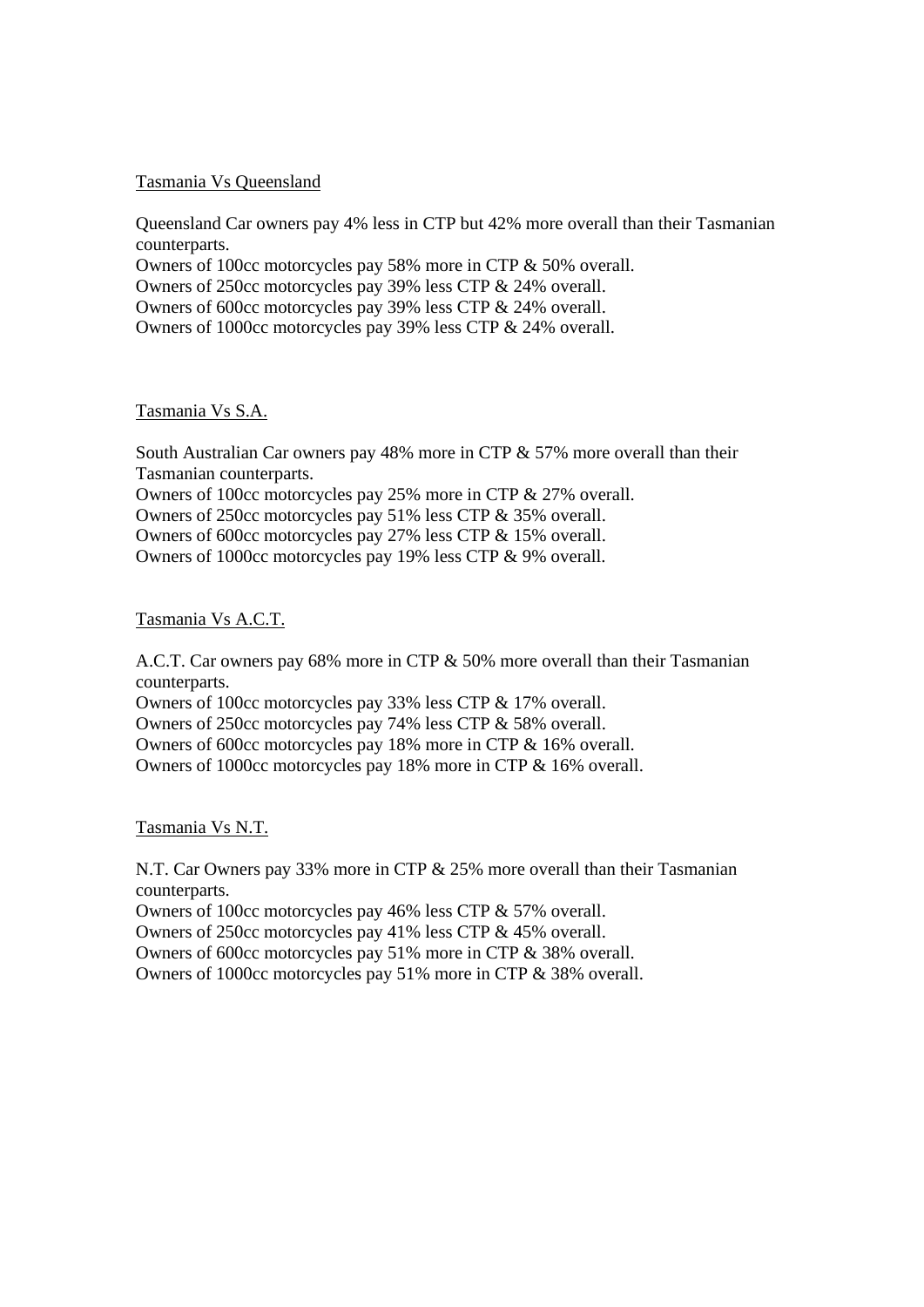Tasmania Vs Queensland

Queensland Car owners pay 4% less in CTP but 42% more overall than their Tasmanian counterparts.
Owners of 100cc motorcycles pay 58% more in CTP & 50% overall.
Owners of 250cc motorcycles pay 39% less CTP & 24% overall.
Owners of 600cc motorcycles pay 39% less CTP & 24% overall.
Owners of 1000cc motorcycles pay 39% less CTP & 24% overall.

Tasmania Vs S.A.

South Australian Car owners pay 48% more in CTP & 57% more overall than their Tasmanian counterparts.
Owners of 100cc motorcycles pay 25% more in CTP & 27% overall.
Owners of 250cc motorcycles pay 51% less CTP & 35% overall.
Owners of 600cc motorcycles pay 27% less CTP & 15% overall.
Owners of 1000cc motorcycles pay 19% less CTP & 9% overall.

Tasmania Vs A.C.T.

A.C.T. Car owners pay 68% more in CTP & 50% more overall than their Tasmanian counterparts.
Owners of 100cc motorcycles pay 33% less CTP & 17% overall.
Owners of 250cc motorcycles pay 74% less CTP & 58% overall.
Owners of 600cc motorcycles pay 18% more in CTP & 16% overall.
Owners of 1000cc motorcycles pay 18% more in CTP & 16% overall.

Tasmania Vs N.T.

N.T. Car Owners pay 33% more in CTP & 25% more overall than their Tasmanian counterparts.
Owners of 100cc motorcycles pay 46% less CTP & 57% overall.
Owners of 250cc motorcycles pay 41% less CTP & 45% overall.
Owners of 600cc motorcycles pay 51% more in CTP & 38% overall.
Owners of 1000cc motorcycles pay 51% more in CTP & 38% overall.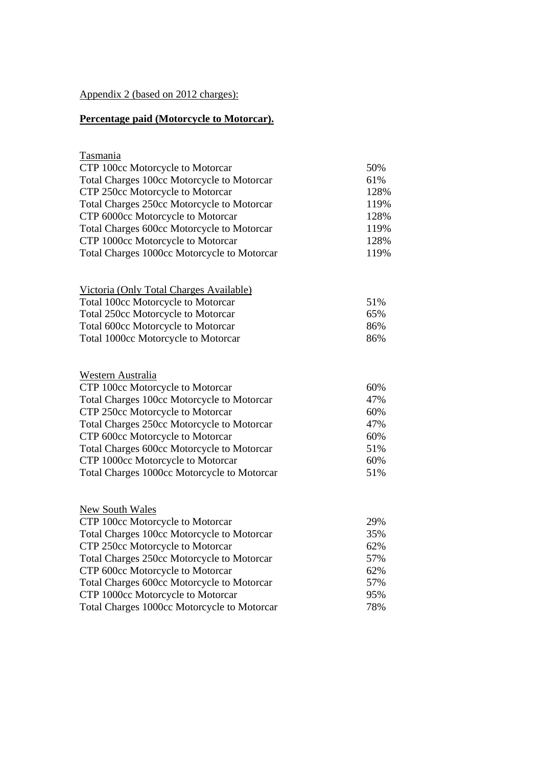Appendix 2 (based on 2012 charges):

**Percentage paid (Motorcycle to Motorcar).**

Tasmania

| | |
|---|---|
| CTP 100cc Motorcycle to Motorcar | 50% |
| Total Charges 100cc Motorcycle to Motorcar | 61% |
| CTP 250cc Motorcycle to Motorcar | 128% |
| Total Charges 250cc Motorcycle to Motorcar | 119% |
| CTP 6000cc Motorcycle to Motorcar | 128% |
| Total Charges 600cc Motorcycle to Motorcar | 119% |
| CTP 1000cc Motorcycle to Motorcar | 128% |
| Total Charges 1000cc Motorcycle to Motorcar | 119% |

Victoria (Only Total Charges Available)

| | |
|---|---|
| Total 100cc Motorcycle to Motorcar | 51% |
| Total 250cc Motorcycle to Motorcar | 65% |
| Total 600cc Motorcycle to Motorcar | 86% |
| Total 1000cc Motorcycle to Motorcar | 86% |

Western Australia

| | |
|---|---|
| CTP 100cc Motorcycle to Motorcar | 60% |
| Total Charges 100cc Motorcycle to Motorcar | 47% |
| CTP 250cc Motorcycle to Motorcar | 60% |
| Total Charges 250cc Motorcycle to Motorcar | 47% |
| CTP 600cc Motorcycle to Motorcar | 60% |
| Total Charges 600cc Motorcycle to Motorcar | 51% |
| CTP 1000cc Motorcycle to Motorcar | 60% |
| Total Charges 1000cc Motorcycle to Motorcar | 51% |

New South Wales

| | |
|---|---|
| CTP 100cc Motorcycle to Motorcar | 29% |
| Total Charges 100cc Motorcycle to Motorcar | 35% |
| CTP 250cc Motorcycle to Motorcar | 62% |
| Total Charges 250cc Motorcycle to Motorcar | 57% |
| CTP 600cc Motorcycle to Motorcar | 62% |
| Total Charges 600cc Motorcycle to Motorcar | 57% |
| CTP 1000cc Motorcycle to Motorcar | 95% |
| Total Charges 1000cc Motorcycle to Motorcar | 78% |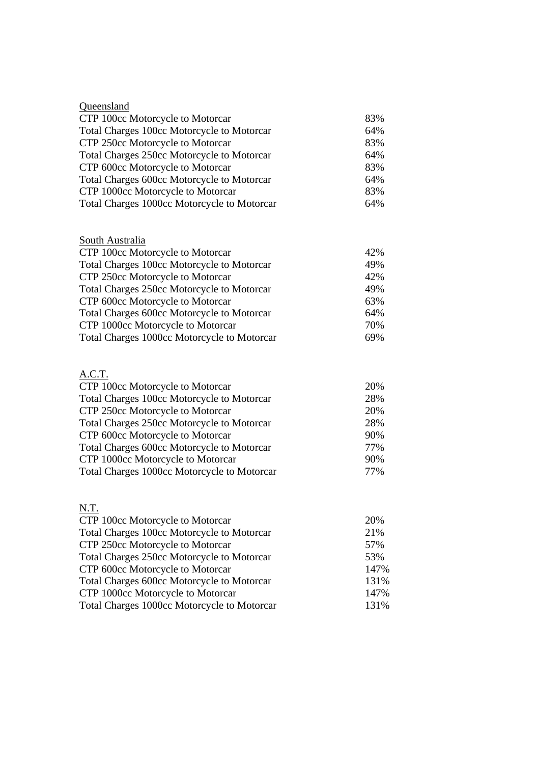Queensland

| | |
|---|---|
| CTP 100cc Motorcycle to Motorcar | 83% |
| Total Charges 100cc Motorcycle to Motorcar | 64% |
| CTP 250cc Motorcycle to Motorcar | 83% |
| Total Charges 250cc Motorcycle to Motorcar | 64% |
| CTP 600cc Motorcycle to Motorcar | 83% |
| Total Charges 600cc Motorcycle to Motorcar | 64% |
| CTP 1000cc Motorcycle to Motorcar | 83% |
| Total Charges 1000cc Motorcycle to Motorcar | 64% |

South Australia

| | |
|---|---|
| CTP 100cc Motorcycle to Motorcar | 42% |
| Total Charges 100cc Motorcycle to Motorcar | 49% |
| CTP 250cc Motorcycle to Motorcar | 42% |
| Total Charges 250cc Motorcycle to Motorcar | 49% |
| CTP 600cc Motorcycle to Motorcar | 63% |
| Total Charges 600cc Motorcycle to Motorcar | 64% |
| CTP 1000cc Motorcycle to Motorcar | 70% |
| Total Charges 1000cc Motorcycle to Motorcar | 69% |

A.C.T.

| | |
|---|---|
| CTP 100cc Motorcycle to Motorcar | 20% |
| Total Charges 100cc Motorcycle to Motorcar | 28% |
| CTP 250cc Motorcycle to Motorcar | 20% |
| Total Charges 250cc Motorcycle to Motorcar | 28% |
| CTP 600cc Motorcycle to Motorcar | 90% |
| Total Charges 600cc Motorcycle to Motorcar | 77% |
| CTP 1000cc Motorcycle to Motorcar | 90% |
| Total Charges 1000cc Motorcycle to Motorcar | 77% |

N.T.

| | |
|---|---|
| CTP 100cc Motorcycle to Motorcar | 20% |
| Total Charges 100cc Motorcycle to Motorcar | 21% |
| CTP 250cc Motorcycle to Motorcar | 57% |
| Total Charges 250cc Motorcycle to Motorcar | 53% |
| CTP 600cc Motorcycle to Motorcar | 147% |
| Total Charges 600cc Motorcycle to Motorcar | 131% |
| CTP 1000cc Motorcycle to Motorcar | 147% |
| Total Charges 1000cc Motorcycle to Motorcar | 131% |